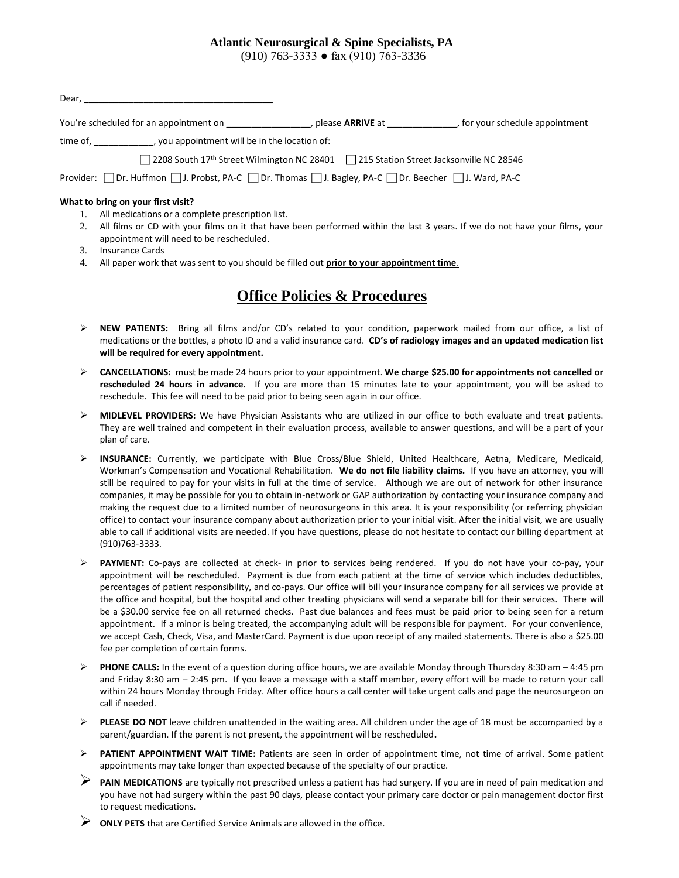**Atlantic Neurosurgical & Spine Specialists, PA**
(910) 763-3333 ● fax (910) 763-3336

Dear, _______________________________________

You're scheduled for an appointment on _________________, please **ARRIVE** at ______________, for your schedule appointment time of, ____________, you appointment will be in the location of:

☐ 2208 South 17th Street Wilmington NC 28401 ☐ 215 Station Street Jacksonville NC 28546

Provider: ☐ Dr. Huffmon ☐ J. Probst, PA-C ☐ Dr. Thomas ☐ J. Bagley, PA-C ☐ Dr. Beecher ☐ J. Ward, PA-C

**What to bring on your first visit?**

1. All medications or a complete prescription list.
2. All films or CD with your films on it that have been performed within the last 3 years. If we do not have your films, your appointment will need to be rescheduled.
3. Insurance Cards
4. All paper work that was sent to you should be filled out **prior to your appointment time**.

# Office Policies & Procedures

- **NEW PATIENTS:** Bring all films and/or CD's related to your condition, paperwork mailed from our office, a list of medications or the bottles, a photo ID and a valid insurance card. **CD's of radiology images and an updated medication list will be required for every appointment.**
- **CANCELLATIONS:** must be made 24 hours prior to your appointment. **We charge $25.00 for appointments not cancelled or rescheduled 24 hours in advance.** If you are more than 15 minutes late to your appointment, you will be asked to reschedule. This fee will need to be paid prior to being seen again in our office.
- **MIDLEVEL PROVIDERS:** We have Physician Assistants who are utilized in our office to both evaluate and treat patients. They are well trained and competent in their evaluation process, available to answer questions, and will be a part of your plan of care.
- **INSURANCE:** Currently, we participate with Blue Cross/Blue Shield, United Healthcare, Aetna, Medicare, Medicaid, Workman's Compensation and Vocational Rehabilitation. **We do not file liability claims.** If you have an attorney, you will still be required to pay for your visits in full at the time of service. Although we are out of network for other insurance companies, it may be possible for you to obtain in-network or GAP authorization by contacting your insurance company and making the request due to a limited number of neurosurgeons in this area. It is your responsibility (or referring physician office) to contact your insurance company about authorization prior to your initial visit. After the initial visit, we are usually able to call if additional visits are needed. If you have questions, please do not hesitate to contact our billing department at (910)763-3333.
- **PAYMENT:** Co-pays are collected at check- in prior to services being rendered. If you do not have your co-pay, your appointment will be rescheduled. Payment is due from each patient at the time of service which includes deductibles, percentages of patient responsibility, and co-pays. Our office will bill your insurance company for all services we provide at the office and hospital, but the hospital and other treating physicians will send a separate bill for their services. There will be a $30.00 service fee on all returned checks. Past due balances and fees must be paid prior to being seen for a return appointment. If a minor is being treated, the accompanying adult will be responsible for payment. For your convenience, we accept Cash, Check, Visa, and MasterCard. Payment is due upon receipt of any mailed statements. There is also a $25.00 fee per completion of certain forms.
- **PHONE CALLS:** In the event of a question during office hours, we are available Monday through Thursday 8:30 am – 4:45 pm and Friday 8:30 am – 2:45 pm. If you leave a message with a staff member, every effort will be made to return your call within 24 hours Monday through Friday. After office hours a call center will take urgent calls and page the neurosurgeon on call if needed.
- **PLEASE DO NOT** leave children unattended in the waiting area. All children under the age of 18 must be accompanied by a parent/guardian. If the parent is not present, the appointment will be rescheduled**.**
- **PATIENT APPOINTMENT WAIT TIME:** Patients are seen in order of appointment time, not time of arrival. Some patient appointments may take longer than expected because of the specialty of our practice.
- **PAIN MEDICATIONS** are typically not prescribed unless a patient has had surgery. If you are in need of pain medication and you have not had surgery within the past 90 days, please contact your primary care doctor or pain management doctor first to request medications.
- **ONLY PETS** that are Certified Service Animals are allowed in the office.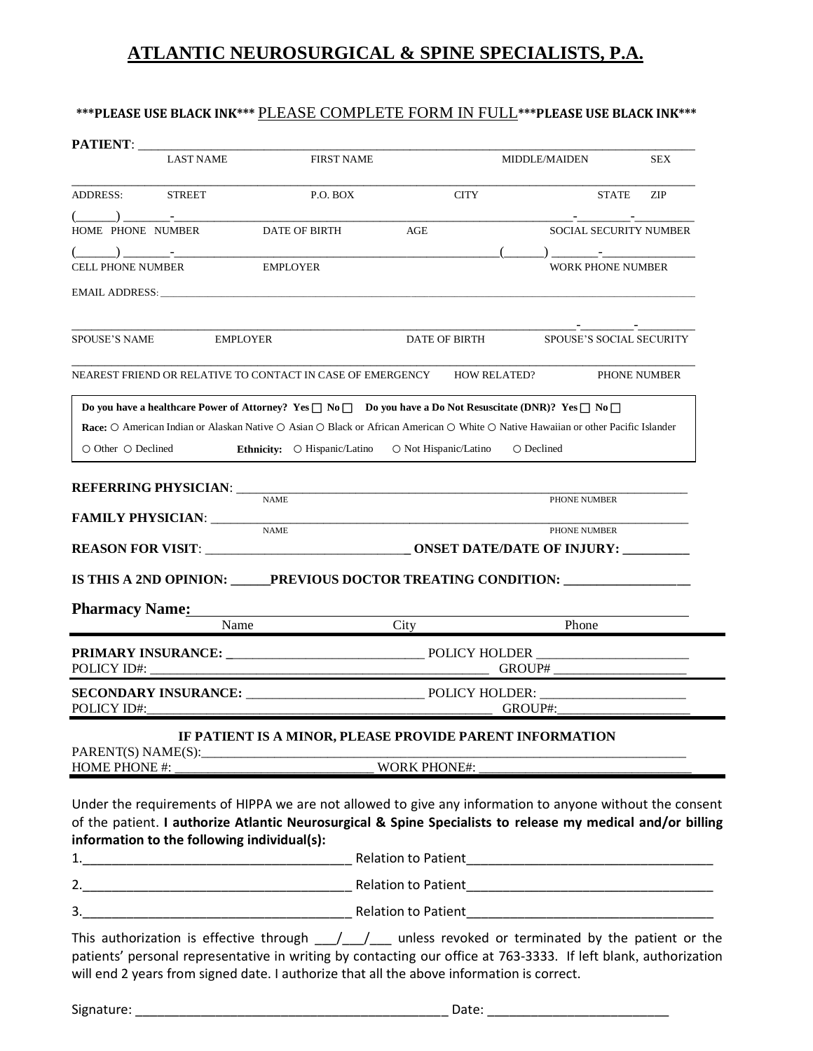# ATLANTIC NEUROSURGICAL & SPINE SPECIALISTS, P.A.

**\*\*\*PLEASE USE BLACK INK\*\*\*** PLEASE COMPLETE FORM IN FULL**\*\*\*PLEASE USE BLACK INK\*\*\***

**PATIENT**: ______________________________________________________________________________
LAST NAME FIRST NAME MIDDLE/MAIDEN SEX

______________________________________________________________________________
ADDRESS: STREET P.O. BOX CITY STATE ZIP

(______) _______-______________________________________________________-________-_________
HOME PHONE NUMBER DATE OF BIRTH AGE SOCIAL SECURITY NUMBER

(______) _______-_______________________________________________(______) _______-_______________
CELL PHONE NUMBER EMPLOYER WORK PHONE NUMBER

EMAIL ADDRESS: ______________________________________________________________________________

______________________________________________________________________-________-_________
SPOUSE'S NAME EMPLOYER DATE OF BIRTH SPOUSE'S SOCIAL SECURITY

______________________________________________________________________________
NEAREST FRIEND OR RELATIVE TO CONTACT IN CASE OF EMERGENCY HOW RELATED? PHONE NUMBER

**Do you have a healthcare Power of Attorney? Yes ☐ No ☐ Do you have a Do Not Resuscitate (DNR)? Yes ☐ No ☐**

**Race:** ○ American Indian or Alaskan Native ○ Asian ○ Black or African American ○ White ○ Native Hawaiian or other Pacific Islander
○ Other ○ Declined **Ethnicity:** ○ Hispanic/Latino ○ Not Hispanic/Latino ○ Declined

**REFERRING PHYSICIAN**: ______________________________________________________________________
NAME PHONE NUMBER

**FAMILY PHYSICIAN**: ______________________________________________________________________
NAME PHONE NUMBER

**REASON FOR VISIT**: ______________________________ **ONSET DATE/DATE OF INJURY: __________**

**IS THIS A 2ND OPINION: ______PREVIOUS DOCTOR TREATING CONDITION: __________________**

**Pharmacy Name:** ______________________________________________________________________
Name City Phone

**PRIMARY INSURANCE: ______________________________** POLICY HOLDER _______________________
POLICY ID#: _____________________________________________________ GROUP# ____________________

**SECONDARY INSURANCE:** __________________________ POLICY HOLDER: ______________________
POLICY ID#:_____________________________________________________ GROUP#:____________________

**IF PATIENT IS A MINOR, PLEASE PROVIDE PARENT INFORMATION**

PARENT(S) NAME(S):______________________________________________________________________
HOME PHONE #: _____________________________ WORK PHONE#: _______________________________

Under the requirements of HIPPA we are not allowed to give any information to anyone without the consent of the patient. **I authorize Atlantic Neurosurgical & Spine Specialists to release my medical and/or billing information to the following individual(s):**

1.____________________________________ Relation to Patient__________________________________

2.____________________________________ Relation to Patient__________________________________

3.____________________________________ Relation to Patient__________________________________

This authorization is effective through ___/___/___ unless revoked or terminated by the patient or the patients' personal representative in writing by contacting our office at 763-3333. If left blank, authorization will end 2 years from signed date. I authorize that all the above information is correct.

Signature: ___________________________________________ Date: _________________________